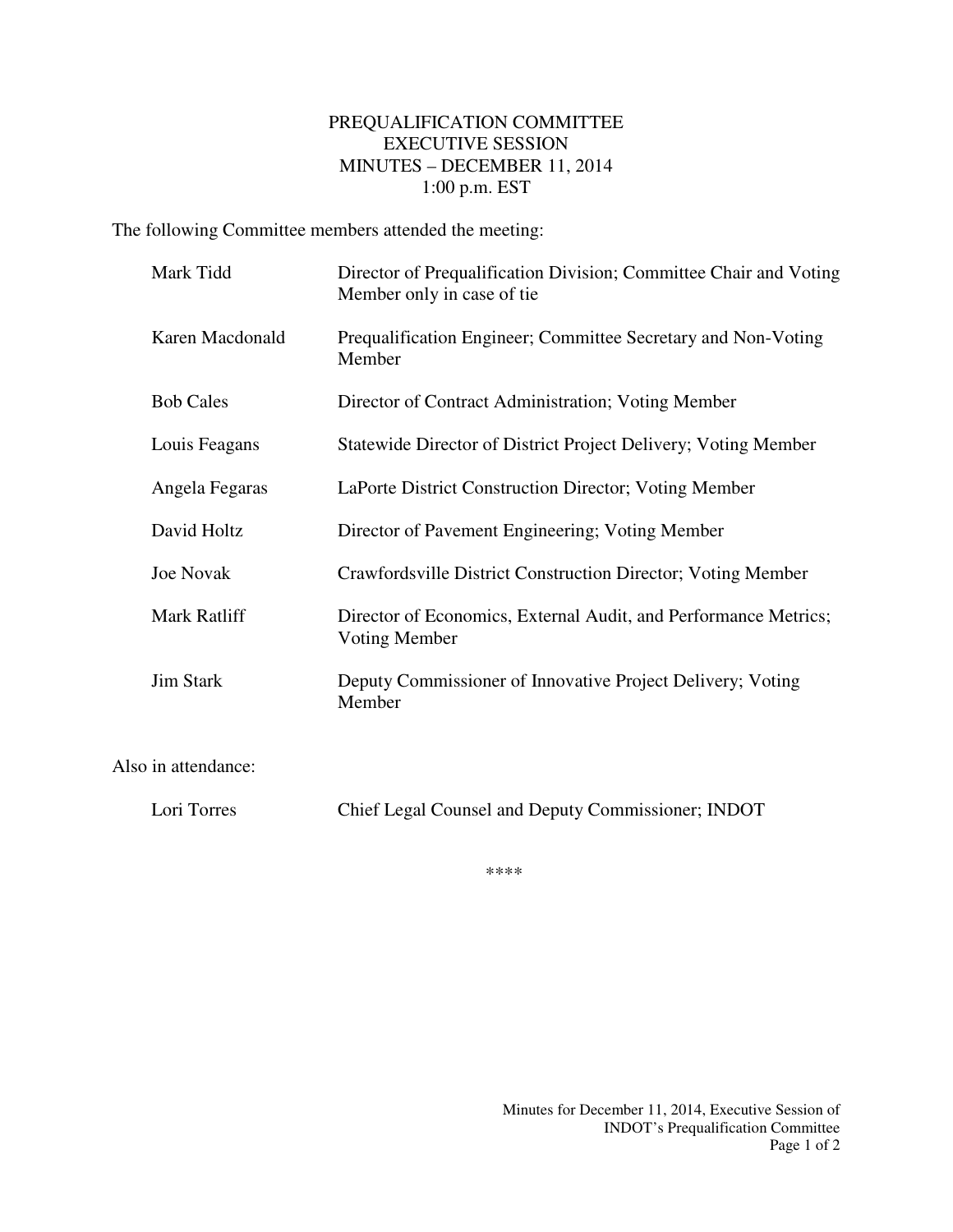# PREQUALIFICATION COMMITTEE
## EXECUTIVE SESSION
## MINUTES – DECEMBER 11, 2014
## 1:00 p.m. EST

The following Committee members attended the meeting:

| | |
|---|---|
| Mark Tidd | Director of Prequalification Division; Committee Chair and Voting Member only in case of tie |
| Karen Macdonald | Prequalification Engineer; Committee Secretary and Non-Voting Member |
| Bob Cales | Director of Contract Administration; Voting Member |
| Louis Feagans | Statewide Director of District Project Delivery; Voting Member |
| Angela Fegaras | LaPorte District Construction Director; Voting Member |
| David Holtz | Director of Pavement Engineering; Voting Member |
| Joe Novak | Crawfordsville District Construction Director; Voting Member |
| Mark Ratliff | Director of Economics, External Audit, and Performance Metrics; Voting Member |
| Jim Stark | Deputy Commissioner of Innovative Project Delivery; Voting Member |

Also in attendance:

| | |
|---|---|
| Lori Torres | Chief Legal Counsel and Deputy Commissioner; INDOT |

****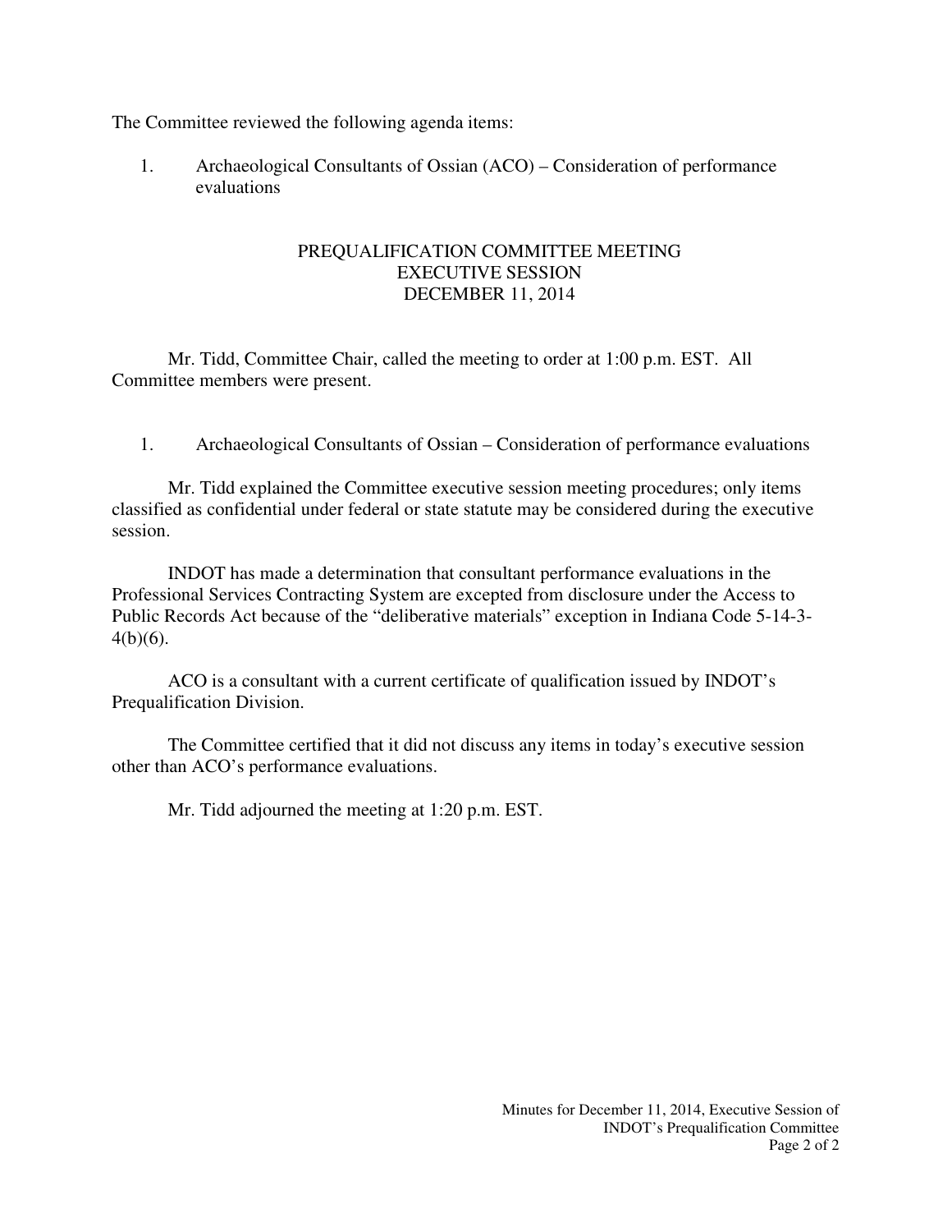The Committee reviewed the following agenda items:

1. Archaeological Consultants of Ossian (ACO) – Consideration of performance evaluations

## PREQUALIFICATION COMMITTEE MEETING
## EXECUTIVE SESSION
## DECEMBER 11, 2014

Mr. Tidd, Committee Chair, called the meeting to order at 1:00 p.m. EST. All Committee members were present.

1. Archaeological Consultants of Ossian – Consideration of performance evaluations

Mr. Tidd explained the Committee executive session meeting procedures; only items classified as confidential under federal or state statute may be considered during the executive session.

INDOT has made a determination that consultant performance evaluations in the Professional Services Contracting System are excepted from disclosure under the Access to Public Records Act because of the "deliberative materials" exception in Indiana Code 5-14-3-4(b)(6).

ACO is a consultant with a current certificate of qualification issued by INDOT's Prequalification Division.

The Committee certified that it did not discuss any items in today's executive session other than ACO's performance evaluations.

Mr. Tidd adjourned the meeting at 1:20 p.m. EST.